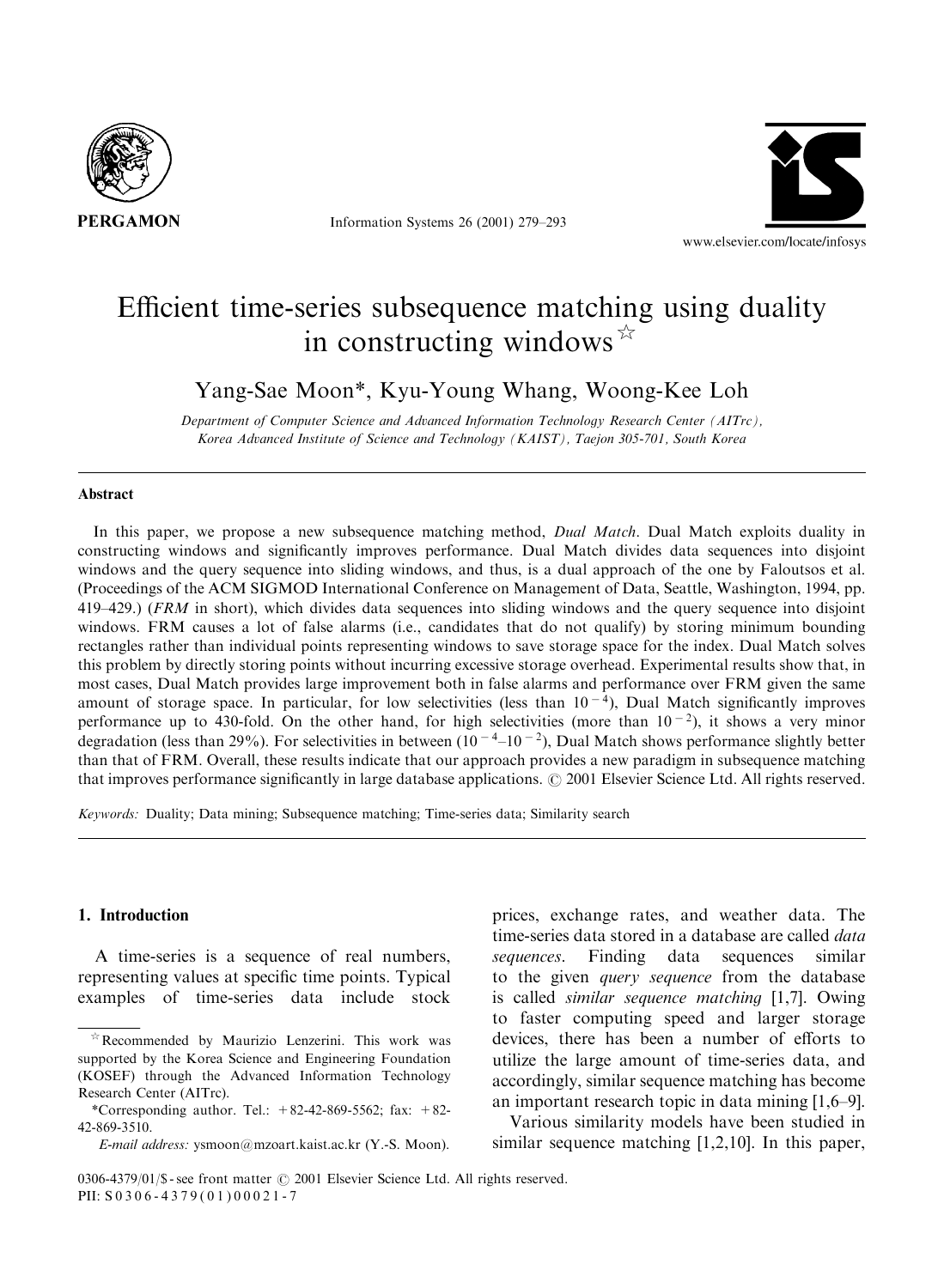# Efficient time-series subsequence matching using duality in constructing windows ☆

Yang-Sae Moon*, Kyu-Young Whang, Woong-Kee Loh

*Department of Computer Science and Advanced Information Technology Research Center (AITrc), Korea Advanced Institute of Science and Technology (KAIST), Taejon 305-701, South Korea*

## Abstract

In this paper, we propose a new subsequence matching method, *Dual Match*. Dual Match exploits duality in constructing windows and significantly improves performance. Dual Match divides data sequences into disjoint windows and the query sequence into sliding windows, and thus, is a dual approach of the one by Faloutsos et al. (Proceedings of the ACM SIGMOD International Conference on Management of Data, Seattle, Washington, 1994, pp. 419–429.) (*FRM* in short), which divides data sequences into sliding windows and the query sequence into disjoint windows. FRM causes a lot of false alarms (i.e., candidates that do not qualify) by storing minimum bounding rectangles rather than individual points representing windows to save storage space for the index. Dual Match solves this problem by directly storing points without incurring excessive storage overhead. Experimental results show that, in most cases, Dual Match provides large improvement both in false alarms and performance over FRM given the same amount of storage space. In particular, for low selectivities (less than $10^{-4}$), Dual Match significantly improves performance up to 430-fold. On the other hand, for high selectivities (more than $10^{-2}$), it shows a very minor degradation (less than 29%). For selectivities in between ($10^{-4}$–$10^{-2}$), Dual Match shows performance slightly better than that of FRM. Overall, these results indicate that our approach provides a new paradigm in subsequence matching that improves performance significantly in large database applications. © 2001 Elsevier Science Ltd. All rights reserved.

*Keywords:* Duality; Data mining; Subsequence matching; Time-series data; Similarity search

## 1. Introduction

A time-series is a sequence of real numbers, representing values at specific time points. Typical examples of time-series data include stock prices, exchange rates, and weather data. The time-series data stored in a database are called *data sequences*. Finding data sequences similar to the given *query sequence* from the database is called *similar sequence matching* [1,7]. Owing to faster computing speed and larger storage devices, there has been a number of efforts to utilize the large amount of time-series data, and accordingly, similar sequence matching has become an important research topic in data mining [1,6–9].

Various similarity models have been studied in similar sequence matching [1,2,10]. In this paper,

---

☆ Recommended by Maurizio Lenzerini. This work was supported by the Korea Science and Engineering Foundation (KOSEF) through the Advanced Information Technology Research Center (AITrc).

*Corresponding author. Tel.: +82-42-869-5562; fax: +82-42-869-3510.

*E-mail address:* ysmoon@mzoart.kaist.ac.kr (Y.-S. Moon).

0306-4379/01/$ - see front matter © 2001 Elsevier Science Ltd. All rights reserved.
PII: S0306-4379(01)00021-7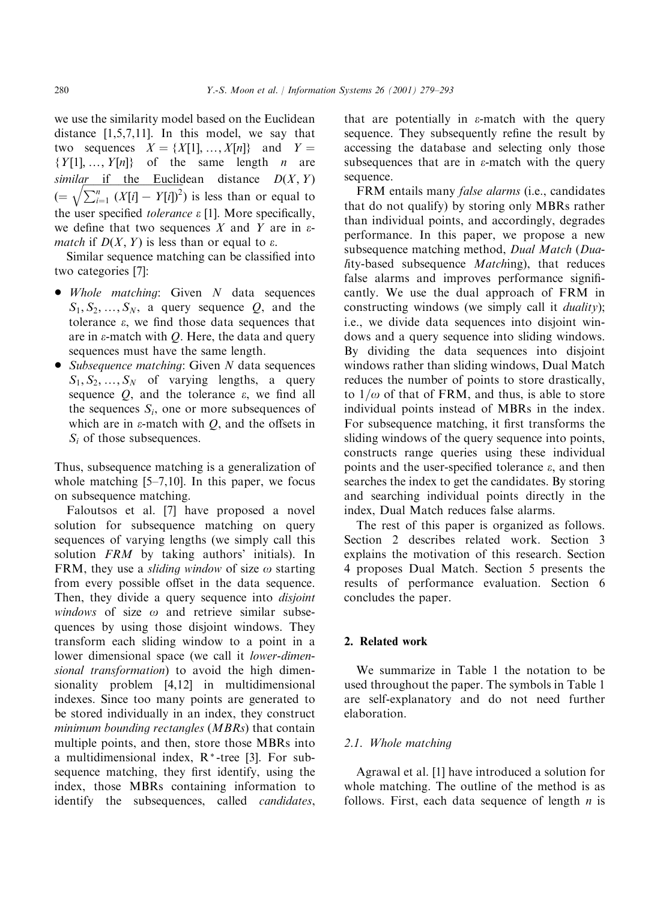we use the similarity model based on the Euclidean distance [1,5,7,11]. In this model, we say that two sequences $X = \{X[1], \ldots, X[n]\}$ and $Y = \{Y[1], \ldots, Y[n]\}$ of the same length $n$ are *similar* if the Euclidean distance $D(X, Y)$ $(= \sqrt{\sum_{i=1}^{n} (X[i] - Y[i])^2})$ is less than or equal to the user specified *tolerance* $\varepsilon$ [1]. More specifically, we define that two sequences $X$ and $Y$ are in *$\varepsilon$-match* if $D(X, Y)$ is less than or equal to $\varepsilon$.

Similar sequence matching can be classified into two categories [7]:

- *Whole matching*: Given $N$ data sequences $S_1, S_2, \ldots, S_N$, a query sequence $Q$, and the tolerance $\varepsilon$, we find those data sequences that are in $\varepsilon$-match with $Q$. Here, the data and query sequences must have the same length.
- *Subsequence matching*: Given $N$ data sequences $S_1, S_2, \ldots, S_N$ of varying lengths, a query sequence $Q$, and the tolerance $\varepsilon$, we find all the sequences $S_i$, one or more subsequences of which are in $\varepsilon$-match with $Q$, and the offsets in $S_i$ of those subsequences.

Thus, subsequence matching is a generalization of whole matching [5–7,10]. In this paper, we focus on subsequence matching.

Faloutsos et al. [7] have proposed a novel solution for subsequence matching on query sequences of varying lengths (we simply call this solution *FRM* by taking authors' initials). In FRM, they use a *sliding window* of size $\omega$ starting from every possible offset in the data sequence. Then, they divide a query sequence into *disjoint windows* of size $\omega$ and retrieve similar subsequences by using those disjoint windows. They transform each sliding window to a point in a lower dimensional space (we call it *lower-dimensional transformation*) to avoid the high dimensionality problem [4,12] in multidimensional indexes. Since too many points are generated to be stored individually in an index, they construct *minimum bounding rectangles* (*MBRs*) that contain multiple points, and then, store those MBRs into a multidimensional index, R*-tree [3]. For subsequence matching, they first identify, using the index, those MBRs containing information to identify the subsequences, called *candidates*, that are potentially in $\varepsilon$-match with the query sequence. They subsequently refine the result by accessing the database and selecting only those subsequences that are in $\varepsilon$-match with the query sequence.

FRM entails many *false alarms* (i.e., candidates that do not qualify) by storing only MBRs rather than individual points, and accordingly, degrades performance. In this paper, we propose a new subsequence matching method, *Dual Match* (*Duality-based subsequence Matching*), that reduces false alarms and improves performance significantly. We use the dual approach of FRM in constructing windows (we simply call it *duality*); i.e., we divide data sequences into disjoint windows and a query sequence into sliding windows. By dividing the data sequences into disjoint windows rather than sliding windows, Dual Match reduces the number of points to store drastically, to $1/\omega$ of that of FRM, and thus, is able to store individual points instead of MBRs in the index. For subsequence matching, it first transforms the sliding windows of the query sequence into points, constructs range queries using these individual points and the user-specified tolerance $\varepsilon$, and then searches the index to get the candidates. By storing and searching individual points directly in the index, Dual Match reduces false alarms.

The rest of this paper is organized as follows. Section 2 describes related work. Section 3 explains the motivation of this research. Section 4 proposes Dual Match. Section 5 presents the results of performance evaluation. Section 6 concludes the paper.

## 2. Related work

We summarize in Table 1 the notation to be used throughout the paper. The symbols in Table 1 are self-explanatory and do not need further elaboration.

### 2.1. Whole matching

Agrawal et al. [1] have introduced a solution for whole matching. The outline of the method is as follows. First, each data sequence of length $n$ is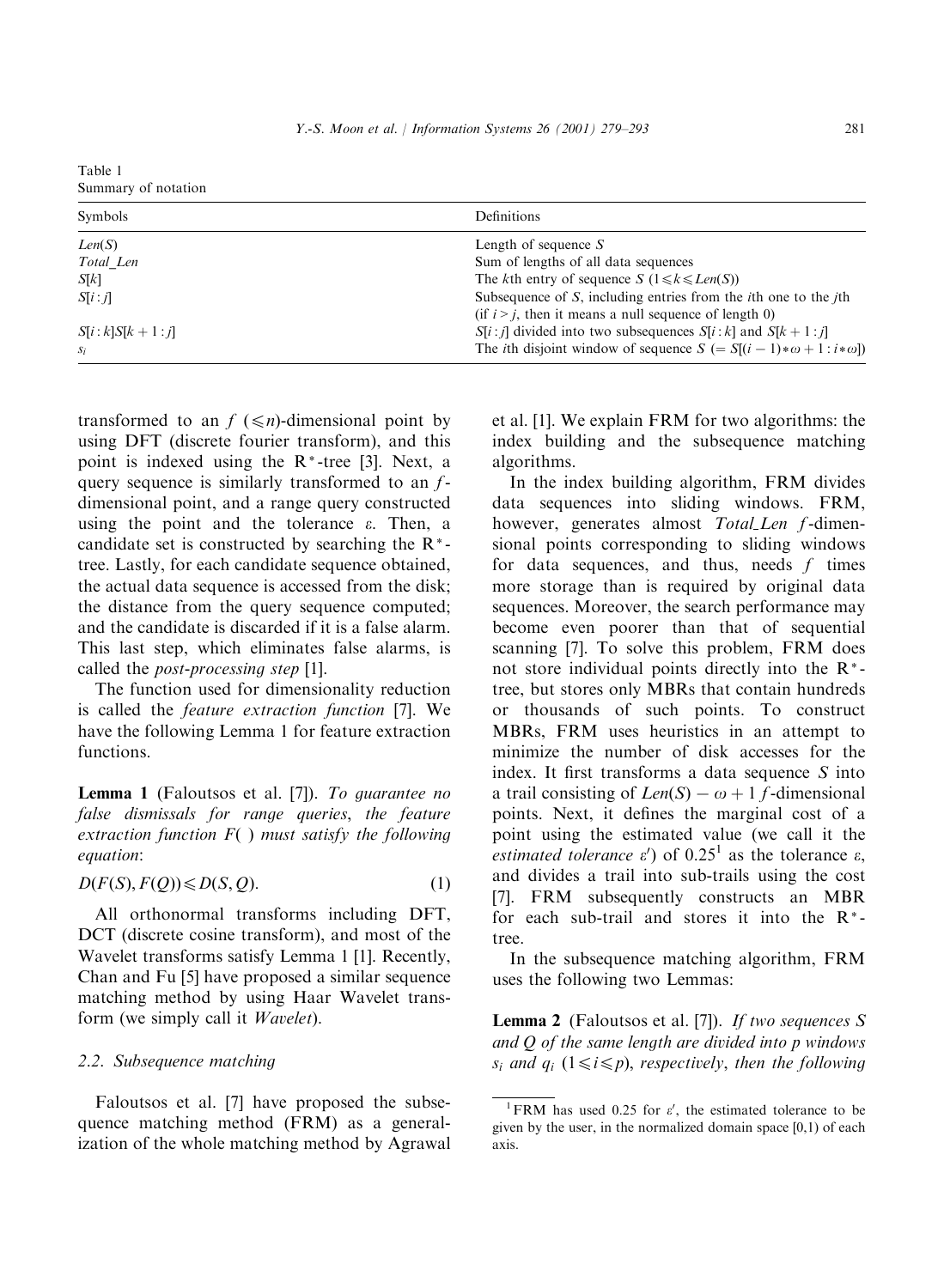Table 1
Summary of notation

| Symbols | Definitions |
|---|---|
| $Len(S)$ | Length of sequence $S$ |
| *Total_Len* | Sum of lengths of all data sequences |
| $S[k]$ | The $k$th entry of sequence $S$ ($1 \leqslant k \leqslant Len(S)$) |
| $S[i:j]$ | Subsequence of $S$, including entries from the $i$th one to the $j$th (if $i > j$, then it means a null sequence of length 0) |
| $S[i:k]S[k+1:j]$ | $S[i:j]$ divided into two subsequences $S[i:k]$ and $S[k+1:j]$ |
| $s_i$ | The $i$th disjoint window of sequence $S$ ($= S[(i-1)*\omega+1 : i*\omega]$) |

transformed to an $f$ ($\leqslant n$)-dimensional point by using DFT (discrete fourier transform), and this point is indexed using the R*-tree [3]. Next, a query sequence is similarly transformed to an $f$-dimensional point, and a range query constructed using the point and the tolerance $\varepsilon$. Then, a candidate set is constructed by searching the R*-tree. Lastly, for each candidate sequence obtained, the actual data sequence is accessed from the disk; the distance from the query sequence computed; and the candidate is discarded if it is a false alarm. This last step, which eliminates false alarms, is called the *post-processing step* [1].

The function used for dimensionality reduction is called the *feature extraction function* [7]. We have the following Lemma 1 for feature extraction functions.

**Lemma 1** (Faloutsos et al. [7]). *To guarantee no false dismissals for range queries, the feature extraction function F( ) must satisfy the following equation*:

$$D(F(S), F(Q)) \leqslant D(S, Q). \tag{1}$$

All orthonormal transforms including DFT, DCT (discrete cosine transform), and most of the Wavelet transforms satisfy Lemma 1 [1]. Recently, Chan and Fu [5] have proposed a similar sequence matching method by using Haar Wavelet transform (we simply call it *Wavelet*).

### 2.2. Subsequence matching

Faloutsos et al. [7] have proposed the subsequence matching method (FRM) as a generalization of the whole matching method by Agrawal et al. [1]. We explain FRM for two algorithms: the index building and the subsequence matching algorithms.

In the index building algorithm, FRM divides data sequences into sliding windows. FRM, however, generates almost *Total_Len* $f$-dimensional points corresponding to sliding windows for data sequences, and thus, needs $f$ times more storage than is required by original data sequences. Moreover, the search performance may become even poorer than that of sequential scanning [7]. To solve this problem, FRM does not store individual points directly into the R*-tree, but stores only MBRs that contain hundreds or thousands of such points. To construct MBRs, FRM uses heuristics in an attempt to minimize the number of disk accesses for the index. It first transforms a data sequence $S$ into a trail consisting of $Len(S) - \omega + 1$ $f$-dimensional points. Next, it defines the marginal cost of a point using the estimated value (we call it the *estimated tolerance* $\varepsilon'$) of 0.25[1] as the tolerance $\varepsilon$, and divides a trail into sub-trails using the cost [7]. FRM subsequently constructs an MBR for each sub-trail and stores it into the R*-tree.

In the subsequence matching algorithm, FRM uses the following two Lemmas:

**Lemma 2** (Faloutsos et al. [7]). *If two sequences S and Q of the same length are divided into p windows* $s_i$ *and* $q_i$ ($1 \leqslant i \leqslant p$), *respectively, then the following*

[1] FRM has used 0.25 for $\varepsilon'$, the estimated tolerance to be given by the user, in the normalized domain space [0,1) of each axis.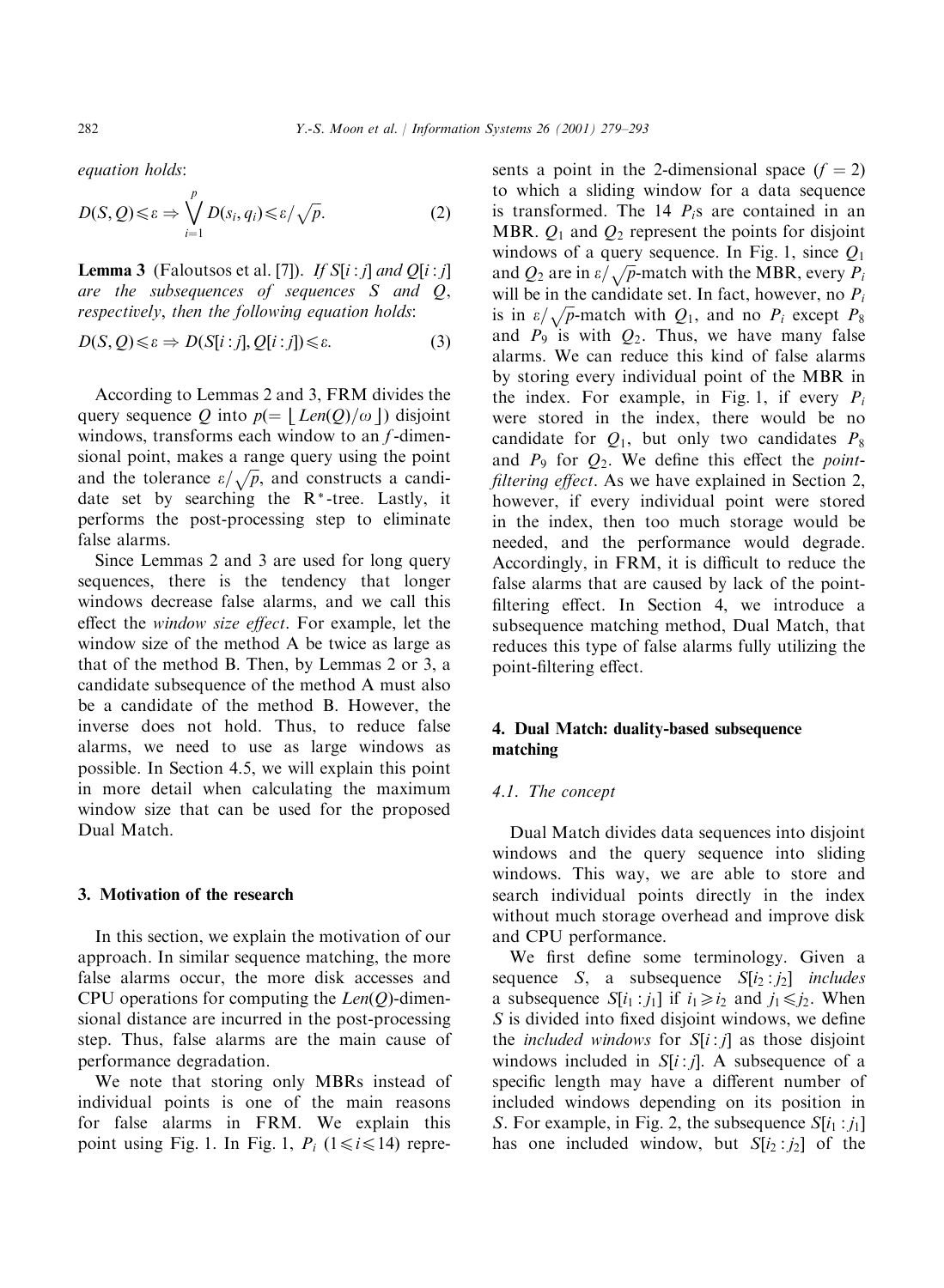equation holds:

$$D(S,Q) \leqslant \varepsilon \Rightarrow \bigvee_{i=1}^{p} D(s_i, q_i) \leqslant \varepsilon/\sqrt{p}. \quad (2)$$

**Lemma 3** (Faloutsos et al. [7]). *If $S[i:j]$ and $Q[i:j]$ are the subsequences of sequences $S$ and $Q$, respectively, then the following equation holds*:

$$D(S,Q) \leqslant \varepsilon \Rightarrow D(S[i:j], Q[i:j]) \leqslant \varepsilon. \quad (3)$$

According to Lemmas 2 and 3, FRM divides the query sequence $Q$ into $p(= \lfloor Len(Q)/\omega \rfloor)$ disjoint windows, transforms each window to an $f$-dimensional point, makes a range query using the point and the tolerance $\varepsilon/\sqrt{p}$, and constructs a candidate set by searching the R*-tree. Lastly, it performs the post-processing step to eliminate false alarms.

Since Lemmas 2 and 3 are used for long query sequences, there is the tendency that longer windows decrease false alarms, and we call this effect the *window size effect*. For example, let the window size of the method A be twice as large as that of the method B. Then, by Lemmas 2 or 3, a candidate subsequence of the method A must also be a candidate of the method B. However, the inverse does not hold. Thus, to reduce false alarms, we need to use as large windows as possible. In Section 4.5, we will explain this point in more detail when calculating the maximum window size that can be used for the proposed Dual Match.

## 3. Motivation of the research

In this section, we explain the motivation of our approach. In similar sequence matching, the more false alarms occur, the more disk accesses and CPU operations for computing the $Len(Q)$-dimensional distance are incurred in the post-processing step. Thus, false alarms are the main cause of performance degradation.

We note that storing only MBRs instead of individual points is one of the main reasons for false alarms in FRM. We explain this point using Fig. 1. In Fig. 1, $P_i$ $(1 \leqslant i \leqslant 14)$ represents a point in the 2-dimensional space $(f = 2)$ to which a sliding window for a data sequence is transformed. The 14 $P_i$s are contained in an MBR. $Q_1$ and $Q_2$ represent the points for disjoint windows of a query sequence. In Fig. 1, since $Q_1$ and $Q_2$ are in $\varepsilon/\sqrt{p}$-match with the MBR, every $P_i$ will be in the candidate set. In fact, however, no $P_i$ is in $\varepsilon/\sqrt{p}$-match with $Q_1$, and no $P_i$ except $P_8$ and $P_9$ is with $Q_2$. Thus, we have many false alarms. We can reduce this kind of false alarms by storing every individual point of the MBR in the index. For example, in Fig. 1, if every $P_i$ were stored in the index, there would be no candidate for $Q_1$, but only two candidates $P_8$ and $P_9$ for $Q_2$. We define this effect the *point-filtering effect*. As we have explained in Section 2, however, if every individual point were stored in the index, then too much storage would be needed, and the performance would degrade. Accordingly, in FRM, it is difficult to reduce the false alarms that are caused by lack of the point-filtering effect. In Section 4, we introduce a subsequence matching method, Dual Match, that reduces this type of false alarms fully utilizing the point-filtering effect.

## 4. Dual Match: duality-based subsequence matching

### 4.1. The concept

Dual Match divides data sequences into disjoint windows and the query sequence into sliding windows. This way, we are able to store and search individual points directly in the index without much storage overhead and improve disk and CPU performance.

We first define some terminology. Given a sequence $S$, a subsequence $S[i_2:j_2]$ *includes* a subsequence $S[i_1:j_1]$ if $i_1 \geqslant i_2$ and $j_1 \leqslant j_2$. When $S$ is divided into fixed disjoint windows, we define the *included windows* for $S[i:j]$ as those disjoint windows included in $S[i:j]$. A subsequence of a specific length may have a different number of included windows depending on its position in $S$. For example, in Fig. 2, the subsequence $S[i_1:j_1]$ has one included window, but $S[i_2:j_2]$ of the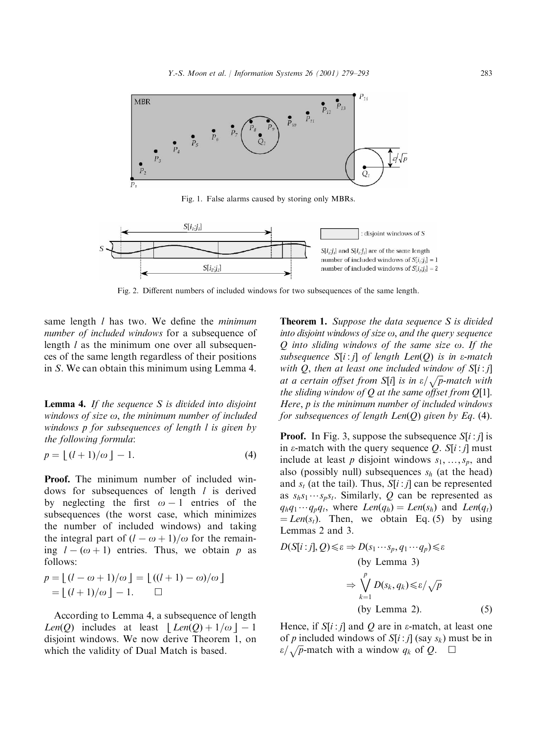Fig. 1. False alarms caused by storing only MBRs.

Fig. 2. Different numbers of included windows for two subsequences of the same length.

same length $l$ has two. We define the *minimum number of included windows* for a subsequence of length $l$ as the minimum one over all subsequences of the same length regardless of their positions in $S$. We can obtain this minimum using Lemma 4.

**Lemma 4.** *If the sequence $S$ is divided into disjoint windows of size $\omega$, the minimum number of included windows $p$ for subsequences of length $l$ is given by the following formula*:

$$p = \lfloor (l+1)/\omega \rfloor - 1. \tag{4}$$

**Proof.** The minimum number of included windows for subsequences of length $l$ is derived by neglecting the first $\omega - 1$ entries of the subsequences (the worst case, which minimizes the number of included windows) and taking the integral part of $(l - \omega + 1)/\omega$ for the remaining $l - (\omega + 1)$ entries. Thus, we obtain $p$ as follows:

$$p = \lfloor (l - \omega + 1)/\omega \rfloor = \lfloor ((l+1) - \omega)/\omega \rfloor = \lfloor (l+1)/\omega \rfloor - 1. \qquad \square$$

According to Lemma 4, a subsequence of length $Len(Q)$ includes at least $\lfloor Len(Q) + 1/\omega \rfloor - 1$ disjoint windows. We now derive Theorem 1, on which the validity of Dual Match is based.

**Theorem 1.** *Suppose the data sequence $S$ is divided into disjoint windows of size $\omega$, and the query sequence $Q$ into sliding windows of the same size $\omega$. If the subsequence $S[i:j]$ of length $Len(Q)$ is in $\varepsilon$-match with $Q$, then at least one included window of $S[i:j]$ at a certain offset from $S[i]$ is in $\varepsilon/\sqrt{p}$-match with the sliding window of $Q$ at the same offset from $Q[1]$. Here, $p$ is the minimum number of included windows for subsequences of length $Len(Q)$ given by Eq.* (4).

**Proof.** In Fig. 3, suppose the subsequence $S[i:j]$ is in $\varepsilon$-match with the query sequence $Q$. $S[i:j]$ must include at least $p$ disjoint windows $s_1, \ldots, s_p$, and also (possibly null) subsequences $s_h$ (at the head) and $s_t$ (at the tail). Thus, $S[i:j]$ can be represented as $s_h s_1 \cdots s_p s_t$. Similarly, $Q$ can be represented as $q_h q_1 \cdots q_p q_t$, where $Len(q_h) = Len(s_h)$ and $Len(q_t) = Len(s_t)$. Then, we obtain Eq. (5) by using Lemmas 2 and 3.

$$\begin{aligned} D(S[i:j], Q) \leqslant \varepsilon \Rightarrow\; & D(s_1 \cdots s_p, q_1 \cdots q_p) \leqslant \varepsilon \\ & \text{(by Lemma 3)} \\ \Rightarrow\; & \bigvee_{k=1}^{p} D(s_k, q_k) \leqslant \varepsilon/\sqrt{p} \\ & \text{(by Lemma 2).} \end{aligned} \tag{5}$$

Hence, if $S[i:j]$ and $Q$ are in $\varepsilon$-match, at least one of $p$ included windows of $S[i:j]$ (say $s_k$) must be in $\varepsilon/\sqrt{p}$-match with a window $q_k$ of $Q$. $\square$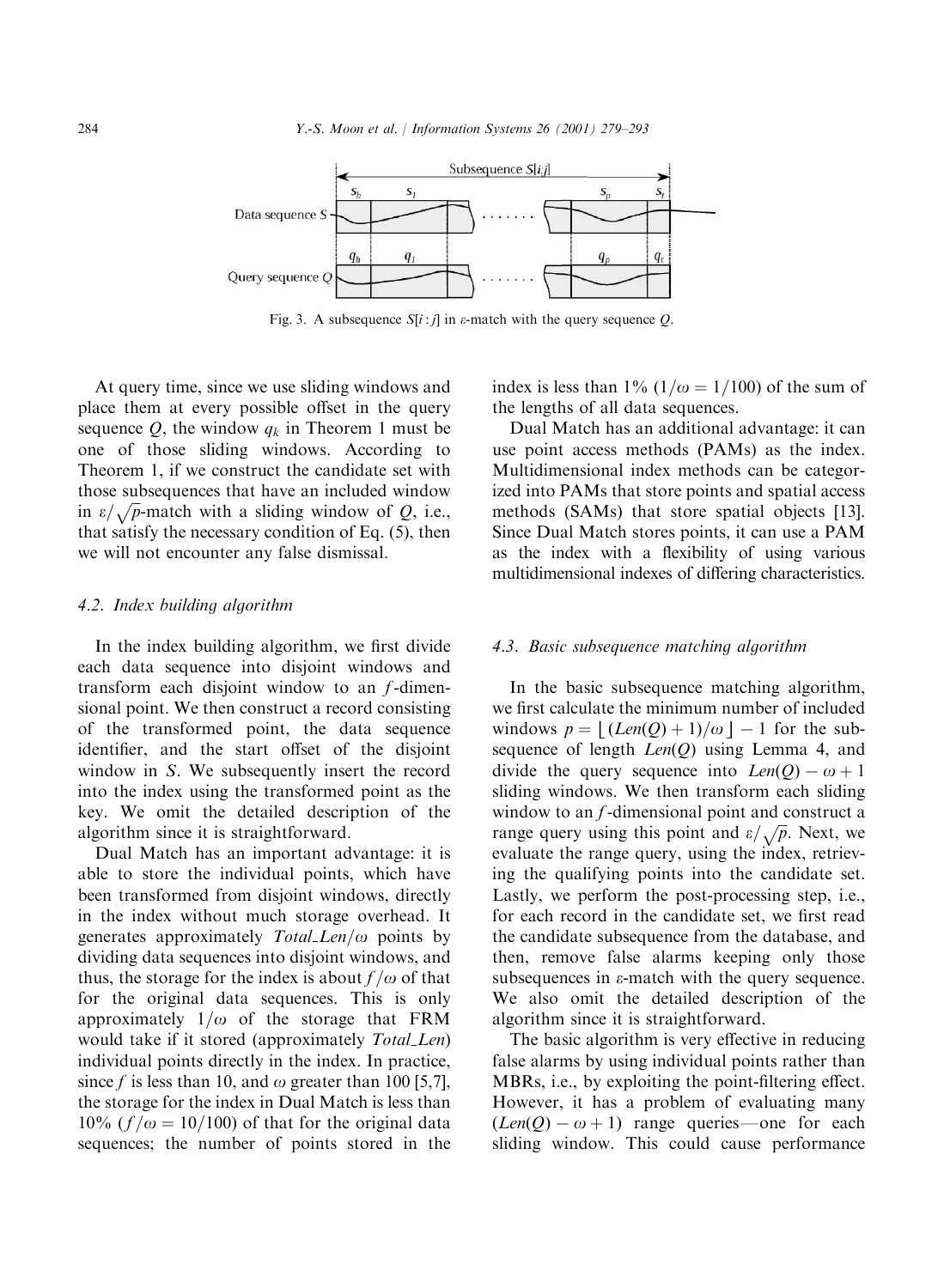Fig. 3. A subsequence $S[i:j]$ in $\varepsilon$-match with the query sequence $Q$.

At query time, since we use sliding windows and place them at every possible offset in the query sequence $Q$, the window $q_k$ in Theorem 1 must be one of those sliding windows. According to Theorem 1, if we construct the candidate set with those subsequences that have an included window in $\varepsilon/\sqrt{p}$-match with a sliding window of $Q$, i.e., that satisfy the necessary condition of Eq. (5), then we will not encounter any false dismissal.

### 4.2. Index building algorithm

In the index building algorithm, we first divide each data sequence into disjoint windows and transform each disjoint window to an $f$-dimensional point. We then construct a record consisting of the transformed point, the data sequence identifier, and the start offset of the disjoint window in $S$. We subsequently insert the record into the index using the transformed point as the key. We omit the detailed description of the algorithm since it is straightforward.

Dual Match has an important advantage: it is able to store the individual points, which have been transformed from disjoint windows, directly in the index without much storage overhead. It generates approximately $Total\_Len/\omega$ points by dividing data sequences into disjoint windows, and thus, the storage for the index is about $f/\omega$ of that for the original data sequences. This is only approximately $1/\omega$ of the storage that FRM would take if it stored (approximately $Total\_Len$) individual points directly in the index. In practice, since $f$ is less than 10, and $\omega$ greater than 100 [5,7], the storage for the index in Dual Match is less than 10% ($f/\omega = 10/100$) of that for the original data sequences; the number of points stored in the index is less than 1% ($1/\omega = 1/100$) of the sum of the lengths of all data sequences.

Dual Match has an additional advantage: it can use point access methods (PAMs) as the index. Multidimensional index methods can be categorized into PAMs that store points and spatial access methods (SAMs) that store spatial objects [13]. Since Dual Match stores points, it can use a PAM as the index with a flexibility of using various multidimensional indexes of differing characteristics.

### 4.3. Basic subsequence matching algorithm

In the basic subsequence matching algorithm, we first calculate the minimum number of included windows $p = \lfloor (Len(Q)+1)/\omega \rfloor - 1$ for the subsequence of length $Len(Q)$ using Lemma 4, and divide the query sequence into $Len(Q) - \omega + 1$ sliding windows. We then transform each sliding window to an $f$-dimensional point and construct a range query using this point and $\varepsilon/\sqrt{p}$. Next, we evaluate the range query, using the index, retrieving the qualifying points into the candidate set. Lastly, we perform the post-processing step, i.e., for each record in the candidate set, we first read the candidate subsequence from the database, and then, remove false alarms keeping only those subsequences in $\varepsilon$-match with the query sequence. We also omit the detailed description of the algorithm since it is straightforward.

The basic algorithm is very effective in reducing false alarms by using individual points rather than MBRs, i.e., by exploiting the point-filtering effect. However, it has a problem of evaluating many $(Len(Q) - \omega + 1)$ range queries—one for each sliding window. This could cause performance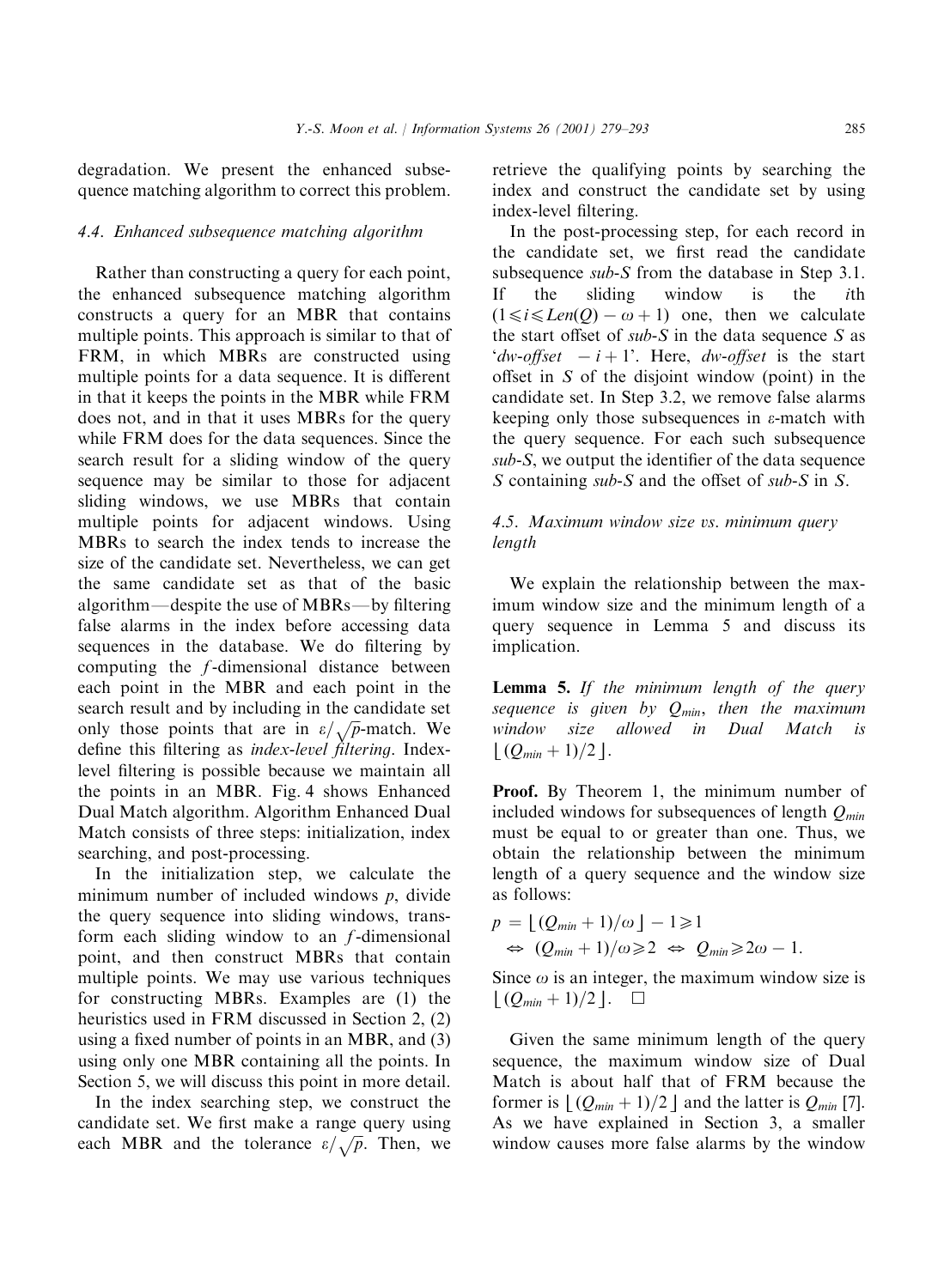degradation. We present the enhanced subsequence matching algorithm to correct this problem.

### 4.4. Enhanced subsequence matching algorithm

Rather than constructing a query for each point, the enhanced subsequence matching algorithm constructs a query for an MBR that contains multiple points. This approach is similar to that of FRM, in which MBRs are constructed using multiple points for a data sequence. It is different in that it keeps the points in the MBR while FRM does not, and in that it uses MBRs for the query while FRM does for the data sequences. Since the search result for a sliding window of the query sequence may be similar to those for adjacent sliding windows, we use MBRs that contain multiple points for adjacent windows. Using MBRs to search the index tends to increase the size of the candidate set. Nevertheless, we can get the same candidate set as that of the basic algorithm—despite the use of MBRs—by filtering false alarms in the index before accessing data sequences in the database. We do filtering by computing the $f$-dimensional distance between each point in the MBR and each point in the search result and by including in the candidate set only those points that are in $\varepsilon/\sqrt{p}$-match. We define this filtering as *index-level filtering*. Index-level filtering is possible because we maintain all the points in an MBR. Fig. 4 shows Enhanced Dual Match algorithm. Algorithm Enhanced Dual Match consists of three steps: initialization, index searching, and post-processing.

In the initialization step, we calculate the minimum number of included windows $p$, divide the query sequence into sliding windows, transform each sliding window to an $f$-dimensional point, and then construct MBRs that contain multiple points. We may use various techniques for constructing MBRs. Examples are (1) the heuristics used in FRM discussed in Section 2, (2) using a fixed number of points in an MBR, and (3) using only one MBR containing all the points. In Section 5, we will discuss this point in more detail.

In the index searching step, we construct the candidate set. We first make a range query using each MBR and the tolerance $\varepsilon/\sqrt{p}$. Then, we retrieve the qualifying points by searching the index and construct the candidate set by using index-level filtering.

In the post-processing step, for each record in the candidate set, we first read the candidate subsequence *sub-S* from the database in Step 3.1. If the sliding window is the $i$th $(1 \leqslant i \leqslant Len(Q) - \omega + 1)$ one, then we calculate the start offset of *sub-S* in the data sequence $S$ as '*dw-offset* $- i + 1$'. Here, *dw-offset* is the start offset in $S$ of the disjoint window (point) in the candidate set. In Step 3.2, we remove false alarms keeping only those subsequences in $\varepsilon$-match with the query sequence. For each such subsequence *sub-S*, we output the identifier of the data sequence $S$ containing *sub-S* and the offset of *sub-S* in $S$.

### 4.5. Maximum window size vs. minimum query length

We explain the relationship between the maximum window size and the minimum length of a query sequence in Lemma 5 and discuss its implication.

**Lemma 5.** *If the minimum length of the query sequence is given by $Q_{min}$, then the maximum window size allowed in Dual Match is $\lfloor (Q_{min}+1)/2 \rfloor$.*

**Proof.** By Theorem 1, the minimum number of included windows for subsequences of length $Q_{min}$ must be equal to or greater than one. Thus, we obtain the relationship between the minimum length of a query sequence and the window size as follows:

$$p = \lfloor (Q_{min}+1)/\omega \rfloor - 1 \geqslant 1$$
$$\Leftrightarrow \ (Q_{min}+1)/\omega \geqslant 2 \ \Leftrightarrow \ Q_{min} \geqslant 2\omega - 1.$$

Since $\omega$ is an integer, the maximum window size is $\lfloor (Q_{min}+1)/2 \rfloor$. $\square$

Given the same minimum length of the query sequence, the maximum window size of Dual Match is about half that of FRM because the former is $\lfloor (Q_{min}+1)/2 \rfloor$ and the latter is $Q_{min}$ [7]. As we have explained in Section 3, a smaller window causes more false alarms by the window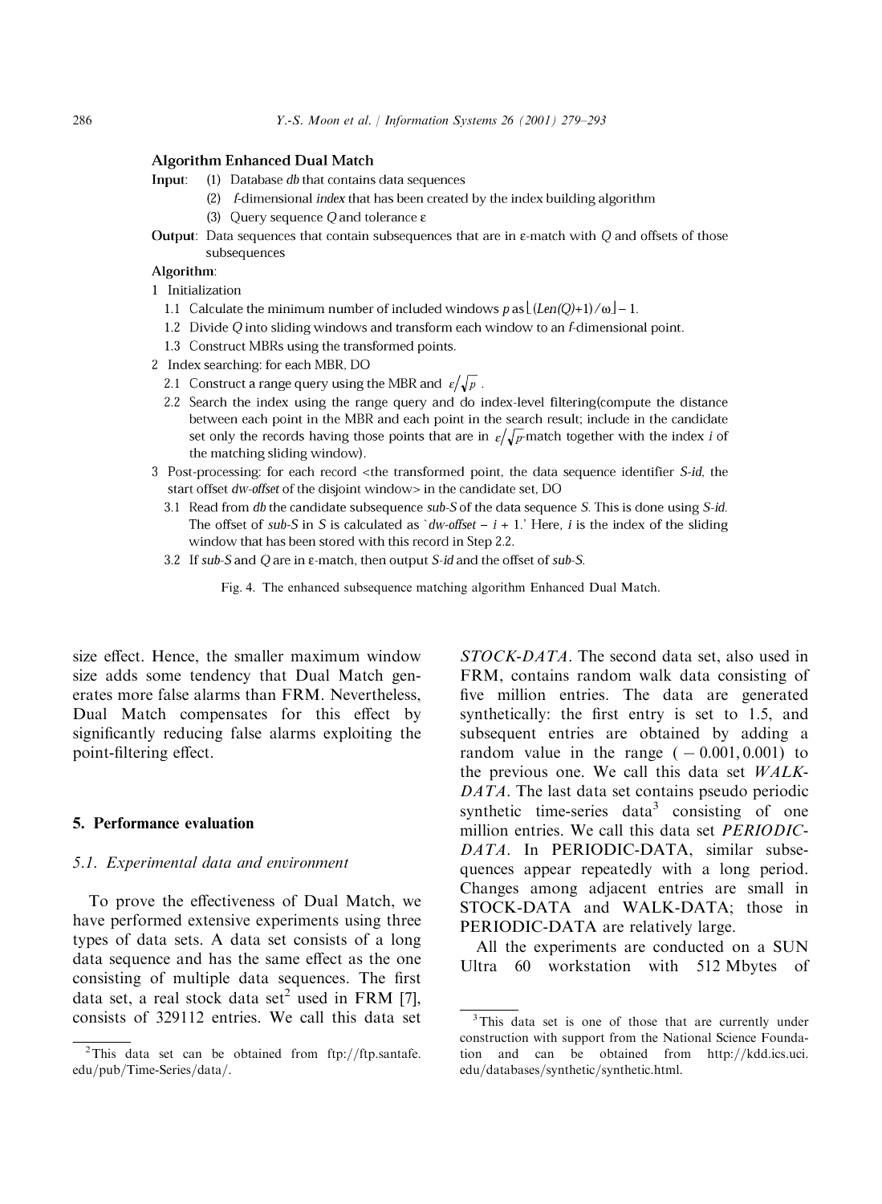**Algorithm Enhanced Dual Match**

**Input**: (1) Database *db* that contains data sequences

(2) *f*-dimensional *index* that has been created by the index building algorithm

(3) Query sequence *Q* and tolerance ε

**Output**: Data sequences that contain subsequences that are in ε-match with *Q* and offsets of those subsequences

**Algorithm**:

1 Initialization

1.1 Calculate the minimum number of included windows *p* as $\lfloor (Len(Q)+1)/\omega \rfloor - 1$.

1.2 Divide *Q* into sliding windows and transform each window to an *f*-dimensional point.

1.3 Construct MBRs using the transformed points.

2 Index searching: for each MBR, DO

2.1 Construct a range query using the MBR and $\varepsilon/\sqrt{p}$ .

2.2 Search the index using the range query and do index-level filtering(compute the distance between each point in the MBR and each point in the search result; include in the candidate set only the records having those points that are in $\varepsilon/\sqrt{p}$-match together with the index *i* of the matching sliding window).

3 Post-processing: for each record <the transformed point, the data sequence identifier *S-id*, the start offset *dw-offset* of the disjoint window> in the candidate set, DO

3.1 Read from *db* the candidate subsequence *sub-S* of the data sequence *S*. This is done using *S-id*. The offset of *sub-S* in *S* is calculated as '*dw-offset* − *i* + 1.' Here, *i* is the index of the sliding window that has been stored with this record in Step 2.2.

3.2 If *sub-S* and *Q* are in ε-match, then output *S-id* and the offset of *sub-S*.

Fig. 4. The enhanced subsequence matching algorithm Enhanced Dual Match.

size effect. Hence, the smaller maximum window size adds some tendency that Dual Match generates more false alarms than FRM. Nevertheless, Dual Match compensates for this effect by significantly reducing false alarms exploiting the point-filtering effect.

## 5. Performance evaluation

### 5.1. Experimental data and environment

To prove the effectiveness of Dual Match, we have performed extensive experiments using three types of data sets. A data set consists of a long data sequence and has the same effect as the one consisting of multiple data sequences. The first data set, a real stock data set[2] used in FRM [7], consists of 329112 entries. We call this data set *STOCK-DATA*. The second data set, also used in FRM, contains random walk data consisting of five million entries. The data are generated synthetically: the first entry is set to 1.5, and subsequent entries are obtained by adding a random value in the range $(-0.001, 0.001)$ to the previous one. We call this data set *WALK-DATA*. The last data set contains pseudo periodic synthetic time-series data[3] consisting of one million entries. We call this data set *PERIODIC-DATA*. In PERIODIC-DATA, similar subsequences appear repeatedly with a long period. Changes among adjacent entries are small in STOCK-DATA and WALK-DATA; those in PERIODIC-DATA are relatively large.

All the experiments are conducted on a SUN Ultra 60 workstation with 512 Mbytes of

[2] This data set can be obtained from ftp://ftp.santafe.edu/pub/Time-Series/data/.

[3] This data set is one of those that are currently under construction with support from the National Science Foundation and can be obtained from http://kdd.ics.uci.edu/databases/synthetic/synthetic.html.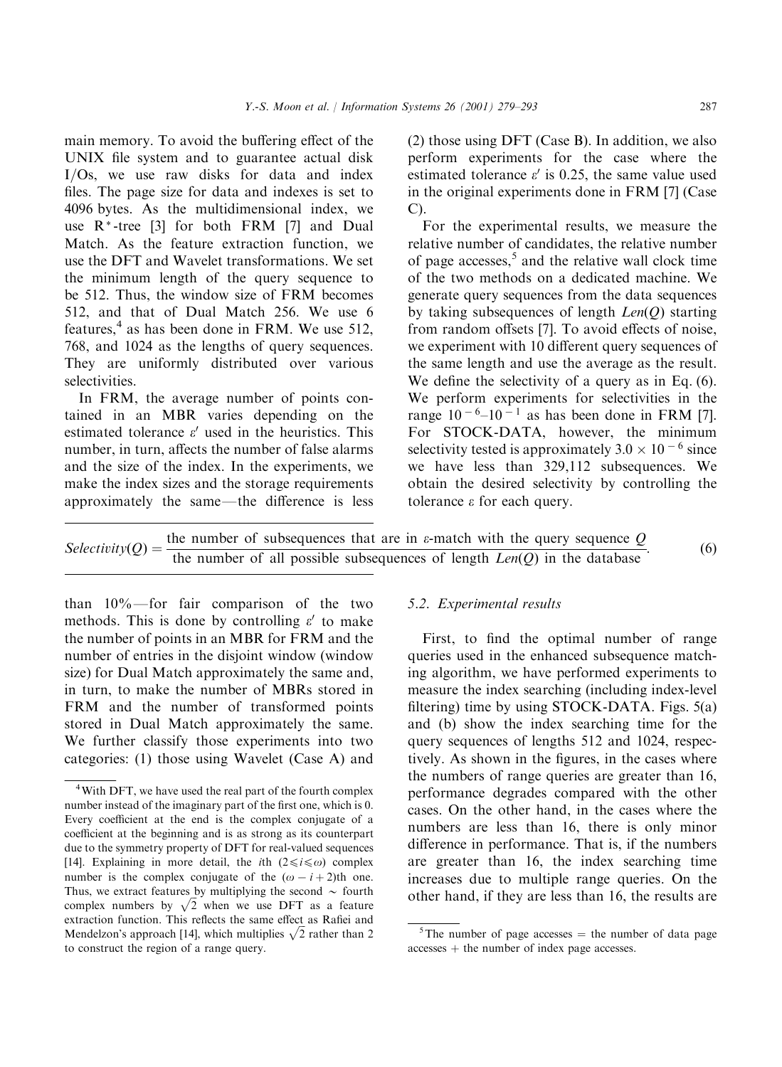main memory. To avoid the buffering effect of the UNIX file system and to guarantee actual disk I/Os, we use raw disks for data and index files. The page size for data and indexes is set to 4096 bytes. As the multidimensional index, we use R*-tree [3] for both FRM [7] and Dual Match. As the feature extraction function, we use the DFT and Wavelet transformations. We set the minimum length of the query sequence to be 512. Thus, the window size of FRM becomes 512, and that of Dual Match 256. We use 6 features,[4] as has been done in FRM. We use 512, 768, and 1024 as the lengths of query sequences. They are uniformly distributed over various selectivities.

In FRM, the average number of points contained in an MBR varies depending on the estimated tolerance $\varepsilon'$ used in the heuristics. This number, in turn, affects the number of false alarms and the size of the index. In the experiments, we make the index sizes and the storage requirements approximately the same—the difference is less than 10%—for fair comparison of the two methods. This is done by controlling $\varepsilon'$ to make the number of points in an MBR for FRM and the number of entries in the disjoint window (window size) for Dual Match approximately the same and, in turn, to make the number of MBRs stored in FRM and the number of transformed points stored in Dual Match approximately the same. We further classify those experiments into two categories: (1) those using Wavelet (Case A) and (2) those using DFT (Case B). In addition, we also perform experiments for the case where the estimated tolerance $\varepsilon'$ is 0.25, the same value used in the original experiments done in FRM [7] (Case C).

For the experimental results, we measure the relative number of candidates, the relative number of page accesses,[5] and the relative wall clock time of the two methods on a dedicated machine. We generate query sequences from the data sequences by taking subsequences of length $Len(Q)$ starting from random offsets [7]. To avoid effects of noise, we experiment with 10 different query sequences of the same length and use the average as the result. We define the selectivity of a query as in Eq. (6). We perform experiments for selectivities in the range $10^{-6}$–$10^{-1}$ as has been done in FRM [7]. For STOCK-DATA, however, the minimum selectivity tested is approximately $3.0 \times 10^{-6}$ since we have less than 329,112 subsequences. We obtain the desired selectivity by controlling the tolerance $\varepsilon$ for each query.

$$Selectivity(Q) = \frac{\text{the number of subsequences that are in } \varepsilon\text{-match with the query sequence } Q}{\text{the number of all possible subsequences of length } Len(Q) \text{ in the database}}. \quad (6)$$

### 5.2. Experimental results

First, to find the optimal number of range queries used in the enhanced subsequence matching algorithm, we have performed experiments to measure the index searching (including index-level filtering) time by using STOCK-DATA. Figs. 5(a) and (b) show the index searching time for the query sequences of lengths 512 and 1024, respectively. As shown in the figures, in the cases where the numbers of range queries are greater than 16, performance degrades compared with the other cases. On the other hand, in the cases where the numbers are less than 16, there is only minor difference in performance. That is, if the numbers are greater than 16, the index searching time increases due to multiple range queries. On the other hand, if they are less than 16, the results are

[4] With DFT, we have used the real part of the fourth complex number instead of the imaginary part of the first one, which is 0. Every coefficient at the end is the complex conjugate of a coefficient at the beginning and is as strong as its counterpart due to the symmetry property of DFT for real-valued sequences [14]. Explaining in more detail, the $i$th $(2 \leq i \leq \omega)$ complex number is the complex conjugate of the $(\omega - i + 2)$th one. Thus, we extract features by multiplying the second ~ fourth complex numbers by $\sqrt{2}$ when we use DFT as a feature extraction function. This reflects the same effect as Rafiei and Mendelzon's approach [14], which multiplies $\sqrt{2}$ rather than 2 to construct the region of a range query.

[5] The number of page accesses = the number of data page accesses + the number of index page accesses.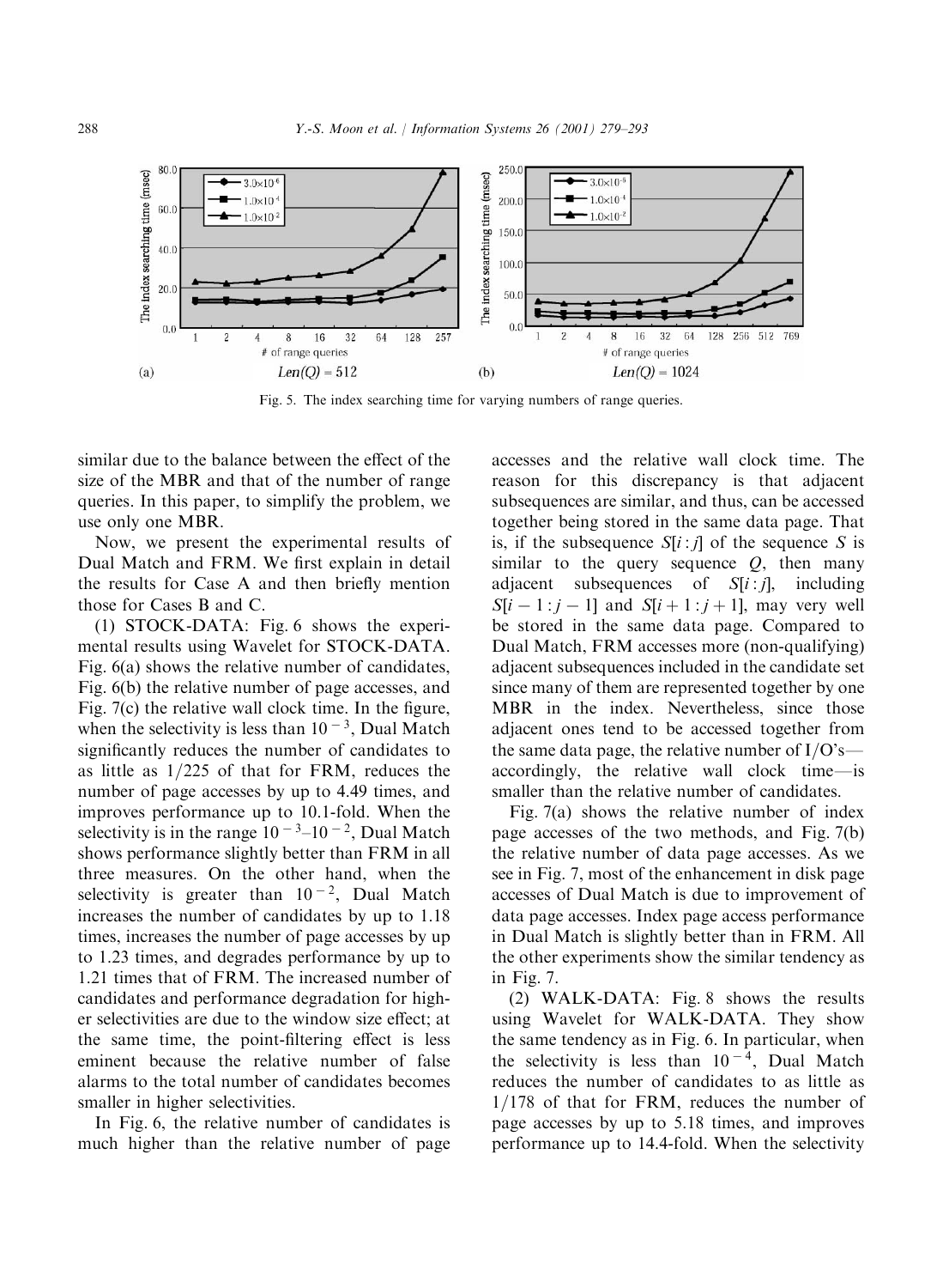Fig. 5. The index searching time for varying numbers of range queries.

similar due to the balance between the effect of the size of the MBR and that of the number of range queries. In this paper, to simplify the problem, we use only one MBR.

Now, we present the experimental results of Dual Match and FRM. We first explain in detail the results for Case A and then briefly mention those for Cases B and C.

(1) STOCK-DATA: Fig. 6 shows the experimental results using Wavelet for STOCK-DATA. Fig. 6(a) shows the relative number of candidates, Fig. 6(b) the relative number of page accesses, and Fig. 7(c) the relative wall clock time. In the figure, when the selectivity is less than $10^{-3}$, Dual Match significantly reduces the number of candidates to as little as $1/225$ of that for FRM, reduces the number of page accesses by up to 4.49 times, and improves performance up to 10.1-fold. When the selectivity is in the range $10^{-3}$–$10^{-2}$, Dual Match shows performance slightly better than FRM in all three measures. On the other hand, when the selectivity is greater than $10^{-2}$, Dual Match increases the number of candidates by up to 1.18 times, increases the number of page accesses by up to 1.23 times, and degrades performance by up to 1.21 times that of FRM. The increased number of candidates and performance degradation for higher selectivities are due to the window size effect; at the same time, the point-filtering effect is less eminent because the relative number of false alarms to the total number of candidates becomes smaller in higher selectivities.

In Fig. 6, the relative number of candidates is much higher than the relative number of page accesses and the relative wall clock time. The reason for this discrepancy is that adjacent subsequences are similar, and thus, can be accessed together being stored in the same data page. That is, if the subsequence $S[i:j]$ of the sequence $S$ is similar to the query sequence $Q$, then many adjacent subsequences of $S[i:j]$, including $S[i-1:j-1]$ and $S[i+1:j+1]$, may very well be stored in the same data page. Compared to Dual Match, FRM accesses more (non-qualifying) adjacent subsequences included in the candidate set since many of them are represented together by one MBR in the index. Nevertheless, since those adjacent ones tend to be accessed together from the same data page, the relative number of I/O's—accordingly, the relative wall clock time—is smaller than the relative number of candidates.

Fig. 7(a) shows the relative number of index page accesses of the two methods, and Fig. 7(b) the relative number of data page accesses. As we see in Fig. 7, most of the enhancement in disk page accesses of Dual Match is due to improvement of data page accesses. Index page access performance in Dual Match is slightly better than in FRM. All the other experiments show the similar tendency as in Fig. 7.

(2) WALK-DATA: Fig. 8 shows the results using Wavelet for WALK-DATA. They show the same tendency as in Fig. 6. In particular, when the selectivity is less than $10^{-4}$, Dual Match reduces the number of candidates to as little as $1/178$ of that for FRM, reduces the number of page accesses by up to 5.18 times, and improves performance up to 14.4-fold. When the selectivity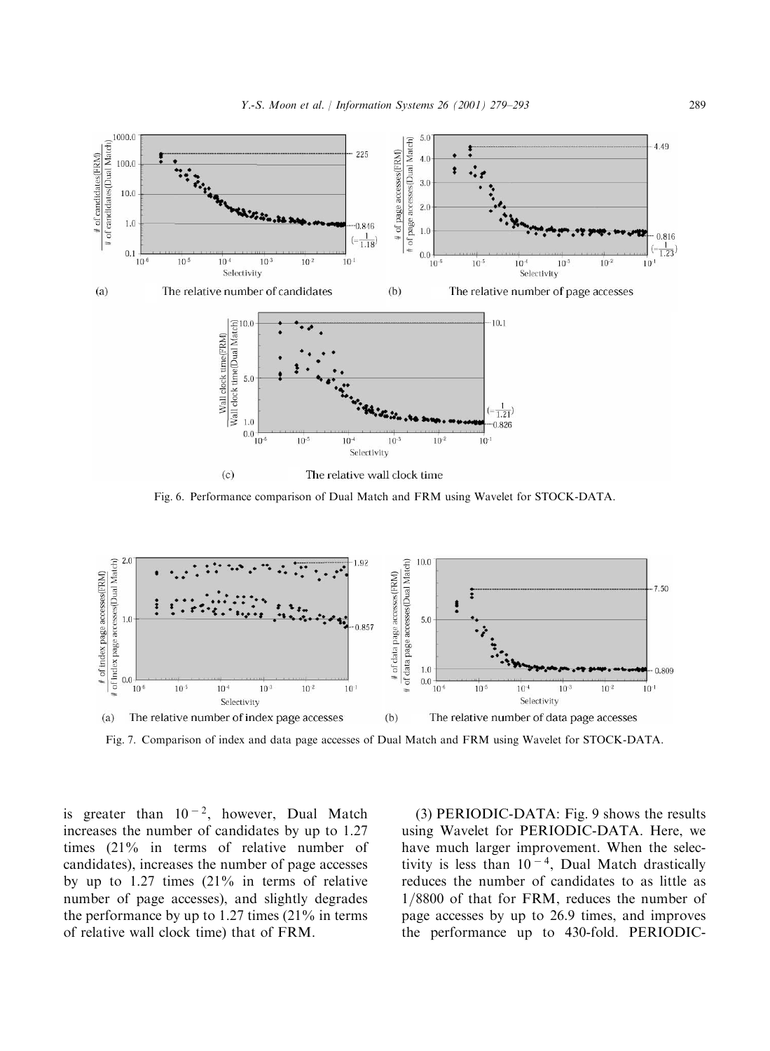Fig. 6. Performance comparison of Dual Match and FRM using Wavelet for STOCK-DATA.

Fig. 7. Comparison of index and data page accesses of Dual Match and FRM using Wavelet for STOCK-DATA.

is greater than $10^{-2}$, however, Dual Match increases the number of candidates by up to 1.27 times (21% in terms of relative number of candidates), increases the number of page accesses by up to 1.27 times (21% in terms of relative number of page accesses), and slightly degrades the performance by up to 1.27 times (21% in terms of relative wall clock time) that of FRM.

(3) PERIODIC-DATA: Fig. 9 shows the results using Wavelet for PERIODIC-DATA. Here, we have much larger improvement. When the selectivity is less than $10^{-4}$, Dual Match drastically reduces the number of candidates to as little as 1/8800 of that for FRM, reduces the number of page accesses by up to 26.9 times, and improves the performance up to 430-fold. PERIODIC-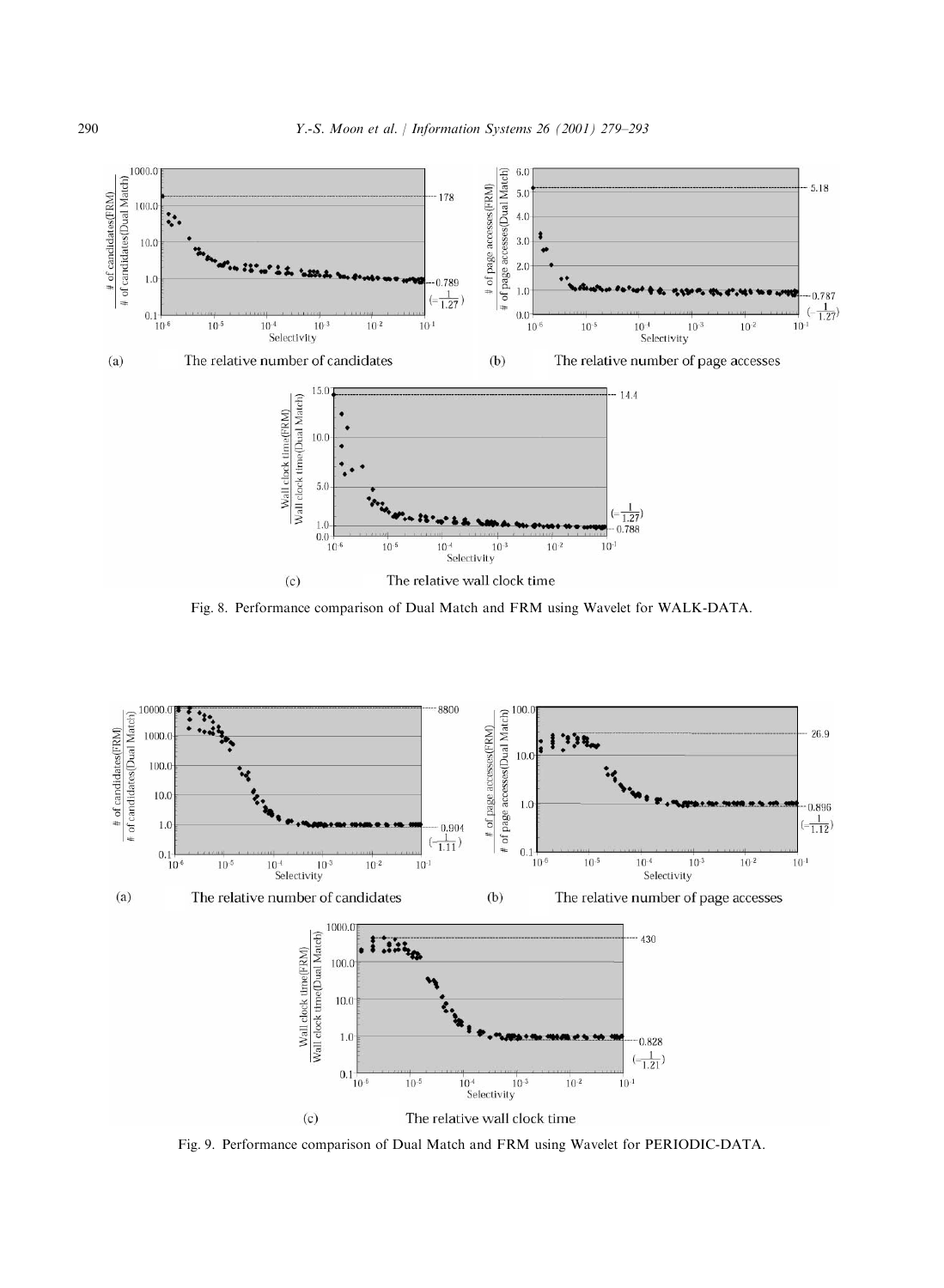Fig. 8. Performance comparison of Dual Match and FRM using Wavelet for WALK-DATA.

Fig. 9. Performance comparison of Dual Match and FRM using Wavelet for PERIODIC-DATA.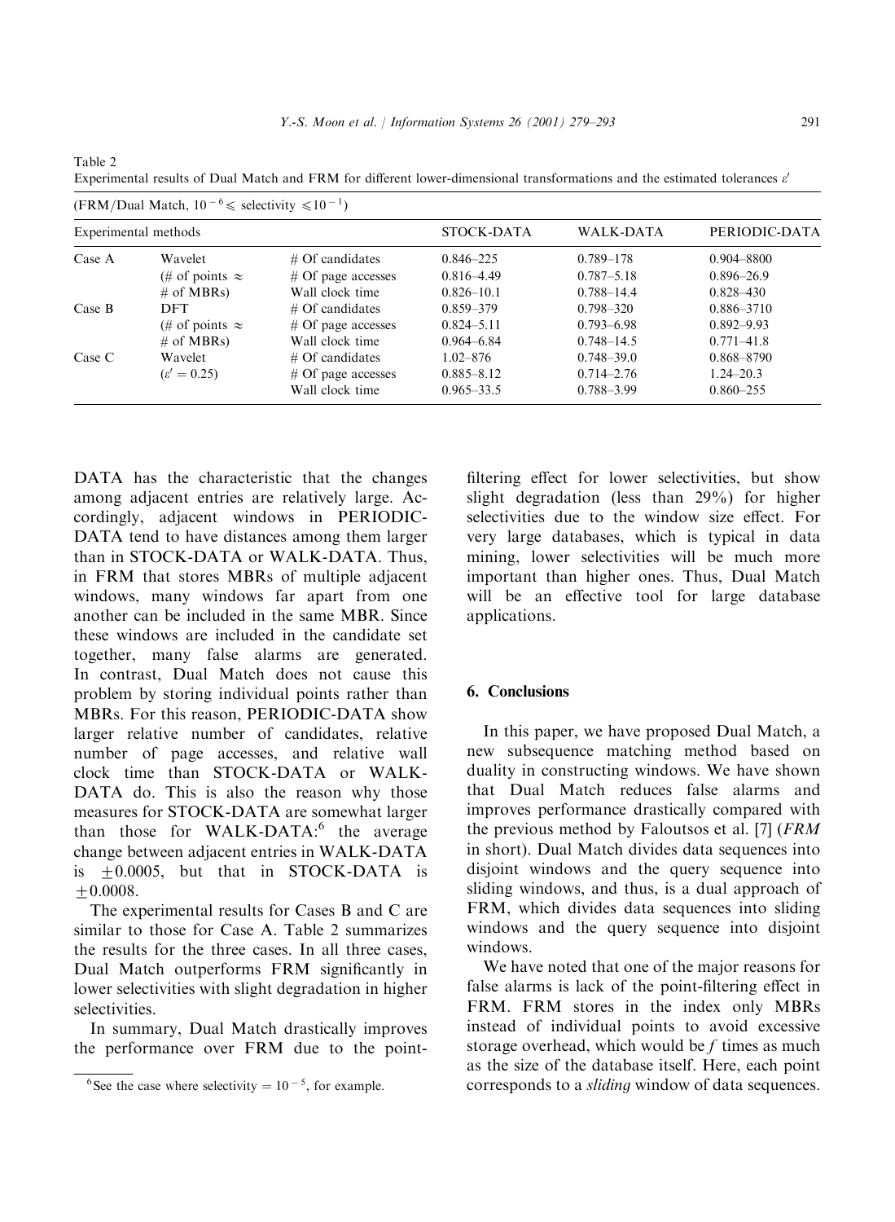Table 2
Experimental results of Dual Match and FRM for different lower-dimensional transformations and the estimated tolerances $\varepsilon'$

(FRM/Dual Match, $10^{-6} \leqslant$ selectivity $\leqslant 10^{-1}$)

| Experimental methods | | | STOCK-DATA | WALK-DATA | PERIODIC-DATA |
|---|---|---|---|---|---|
| Case A | Wavelet | # Of candidates | 0.846–225 | 0.789–178 | 0.904–8800 |
| | (# of points $\approx$ | # Of page accesses | 0.816–4.49 | 0.787–5.18 | 0.896–26.9 |
| | # of MBRs) | Wall clock time | 0.826–10.1 | 0.788–14.4 | 0.828–430 |
| Case B | DFT | # Of candidates | 0.859–379 | 0.798–320 | 0.886–3710 |
| | (# of points $\approx$ | # Of page accesses | 0.824–5.11 | 0.793–6.98 | 0.892–9.93 |
| | # of MBRs) | Wall clock time | 0.964–6.84 | 0.748–14.5 | 0.771–41.8 |
| Case C | Wavelet | # Of candidates | 1.02–876 | 0.748–39.0 | 0.868–8790 |
| | ($\varepsilon' = 0.25$) | # Of page accesses | 0.885–8.12 | 0.714–2.76 | 1.24–20.3 |
| | | Wall clock time | 0.965–33.5 | 0.788–3.99 | 0.860–255 |

DATA has the characteristic that the changes among adjacent entries are relatively large. Accordingly, adjacent windows in PERIODIC-DATA tend to have distances among them larger than in STOCK-DATA or WALK-DATA. Thus, in FRM that stores MBRs of multiple adjacent windows, many windows far apart from one another can be included in the same MBR. Since these windows are included in the candidate set together, many false alarms are generated. In contrast, Dual Match does not cause this problem by storing individual points rather than MBRs. For this reason, PERIODIC-DATA show larger relative number of candidates, relative number of page accesses, and relative wall clock time than STOCK-DATA or WALK-DATA do. This is also the reason why those measures for STOCK-DATA are somewhat larger than those for WALK-DATA:[6] the average change between adjacent entries in WALK-DATA is $\pm 0.0005$, but that in STOCK-DATA is $\pm 0.0008$.

The experimental results for Cases B and C are similar to those for Case A. Table 2 summarizes the results for the three cases. In all three cases, Dual Match outperforms FRM significantly in lower selectivities with slight degradation in higher selectivities.

In summary, Dual Match drastically improves the performance over FRM due to the point-filtering effect for lower selectivities, but show slight degradation (less than 29%) for higher selectivities due to the window size effect. For very large databases, which is typical in data mining, lower selectivities will be much more important than higher ones. Thus, Dual Match will be an effective tool for large database applications.

[6] See the case where selectivity $= 10^{-5}$, for example.

## 6. Conclusions

In this paper, we have proposed Dual Match, a new subsequence matching method based on duality in constructing windows. We have shown that Dual Match reduces false alarms and improves performance drastically compared with the previous method by Faloutsos et al. [7] (*FRM* in short). Dual Match divides data sequences into disjoint windows and the query sequence into sliding windows, and thus, is a dual approach of FRM, which divides data sequences into sliding windows and the query sequence into disjoint windows.

We have noted that one of the major reasons for false alarms is lack of the point-filtering effect in FRM. FRM stores in the index only MBRs instead of individual points to avoid excessive storage overhead, which would be $f$ times as much as the size of the database itself. Here, each point corresponds to a *sliding* window of data sequences.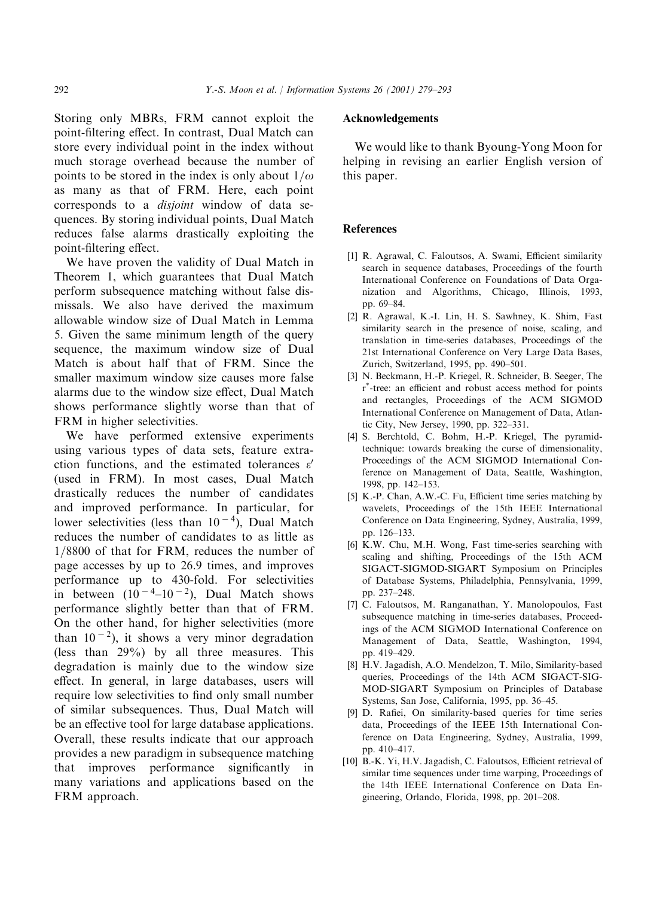Storing only MBRs, FRM cannot exploit the point-filtering effect. In contrast, Dual Match can store every individual point in the index without much storage overhead because the number of points to be stored in the index is only about $1/\omega$ as many as that of FRM. Here, each point corresponds to a *disjoint* window of data sequences. By storing individual points, Dual Match reduces false alarms drastically exploiting the point-filtering effect.

We have proven the validity of Dual Match in Theorem 1, which guarantees that Dual Match perform subsequence matching without false dismissals. We also have derived the maximum allowable window size of Dual Match in Lemma 5. Given the same minimum length of the query sequence, the maximum window size of Dual Match is about half that of FRM. Since the smaller maximum window size causes more false alarms due to the window size effect, Dual Match shows performance slightly worse than that of FRM in higher selectivities.

We have performed extensive experiments using various types of data sets, feature extraction functions, and the estimated tolerances $\varepsilon'$ (used in FRM). In most cases, Dual Match drastically reduces the number of candidates and improved performance. In particular, for lower selectivities (less than $10^{-4}$), Dual Match reduces the number of candidates to as little as 1/8800 of that for FRM, reduces the number of page accesses by up to 26.9 times, and improves performance up to 430-fold. For selectivities in between ($10^{-4}$–$10^{-2}$), Dual Match shows performance slightly better than that of FRM. On the other hand, for higher selectivities (more than $10^{-2}$), it shows a very minor degradation (less than 29%) by all three measures. This degradation is mainly due to the window size effect. In general, in large databases, users will require low selectivities to find only small number of similar subsequences. Thus, Dual Match will be an effective tool for large database applications. Overall, these results indicate that our approach provides a new paradigm in subsequence matching that improves performance significantly in many variations and applications based on the FRM approach.

## Acknowledgements

We would like to thank Byoung-Yong Moon for helping in revising an earlier English version of this paper.

## References

[1] R. Agrawal, C. Faloutsos, A. Swami, Efficient similarity search in sequence databases, Proceedings of the fourth International Conference on Foundations of Data Organization and Algorithms, Chicago, Illinois, 1993, pp. 69–84.

[2] R. Agrawal, K.-I. Lin, H. S. Sawhney, K. Shim, Fast similarity search in the presence of noise, scaling, and translation in time-series databases, Proceedings of the 21st International Conference on Very Large Data Bases, Zurich, Switzerland, 1995, pp. 490–501.

[3] N. Beckmann, H.-P. Kriegel, R. Schneider, B. Seeger, The r*-tree: an efficient and robust access method for points and rectangles, Proceedings of the ACM SIGMOD International Conference on Management of Data, Atlantic City, New Jersey, 1990, pp. 322–331.

[4] S. Berchtold, C. Bohm, H.-P. Kriegel, The pyramid-technique: towards breaking the curse of dimensionality, Proceedings of the ACM SIGMOD International Conference on Management of Data, Seattle, Washington, 1998, pp. 142–153.

[5] K.-P. Chan, A.W.-C. Fu, Efficient time series matching by wavelets, Proceedings of the 15th IEEE International Conference on Data Engineering, Sydney, Australia, 1999, pp. 126–133.

[6] K.W. Chu, M.H. Wong, Fast time-series searching with scaling and shifting, Proceedings of the 15th ACM SIGACT-SIGMOD-SIGART Symposium on Principles of Database Systems, Philadelphia, Pennsylvania, 1999, pp. 237–248.

[7] C. Faloutsos, M. Ranganathan, Y. Manolopoulos, Fast subsequence matching in time-series databases, Proceedings of the ACM SIGMOD International Conference on Management of Data, Seattle, Washington, 1994, pp. 419–429.

[8] H.V. Jagadish, A.O. Mendelzon, T. Milo, Similarity-based queries, Proceedings of the 14th ACM SIGACT-SIGMOD-SIGART Symposium on Principles of Database Systems, San Jose, California, 1995, pp. 36–45.

[9] D. Rafiei, On similarity-based queries for time series data, Proceedings of the IEEE 15th International Conference on Data Engineering, Sydney, Australia, 1999, pp. 410–417.

[10] B.-K. Yi, H.V. Jagadish, C. Faloutsos, Efficient retrieval of similar time sequences under time warping, Proceedings of the 14th IEEE International Conference on Data Engineering, Orlando, Florida, 1998, pp. 201–208.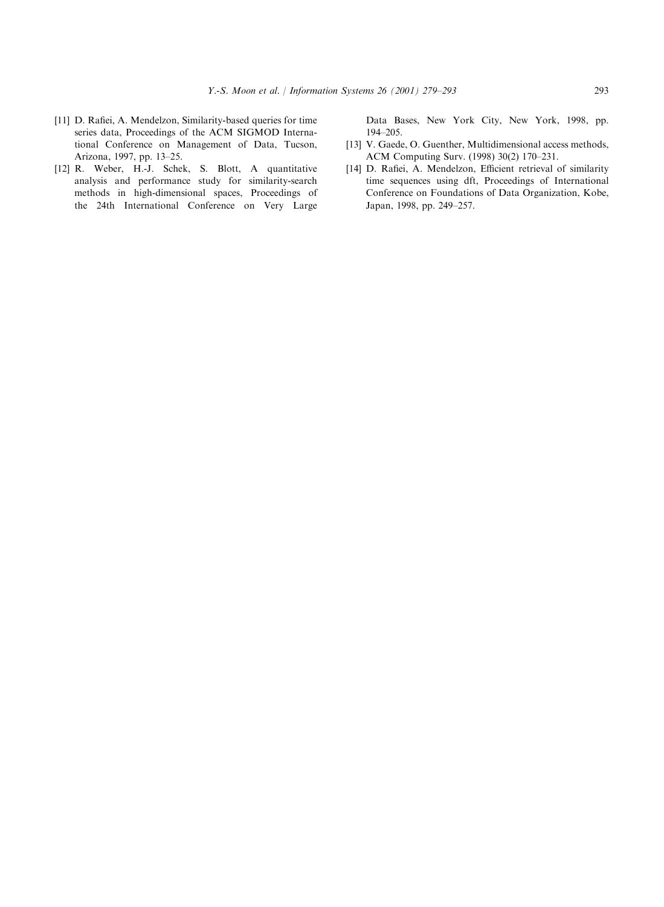[11] D. Rafiei, A. Mendelzon, Similarity-based queries for time series data, Proceedings of the ACM SIGMOD International Conference on Management of Data, Tucson, Arizona, 1997, pp. 13–25.

[12] R. Weber, H.-J. Schek, S. Blott, A quantitative analysis and performance study for similarity-search methods in high-dimensional spaces, Proceedings of the 24th International Conference on Very Large Data Bases, New York City, New York, 1998, pp. 194–205.

[13] V. Gaede, O. Guenther, Multidimensional access methods, ACM Computing Surv. (1998) 30(2) 170–231.

[14] D. Rafiei, A. Mendelzon, Efficient retrieval of similarity time sequences using dft, Proceedings of International Conference on Foundations of Data Organization, Kobe, Japan, 1998, pp. 249–257.